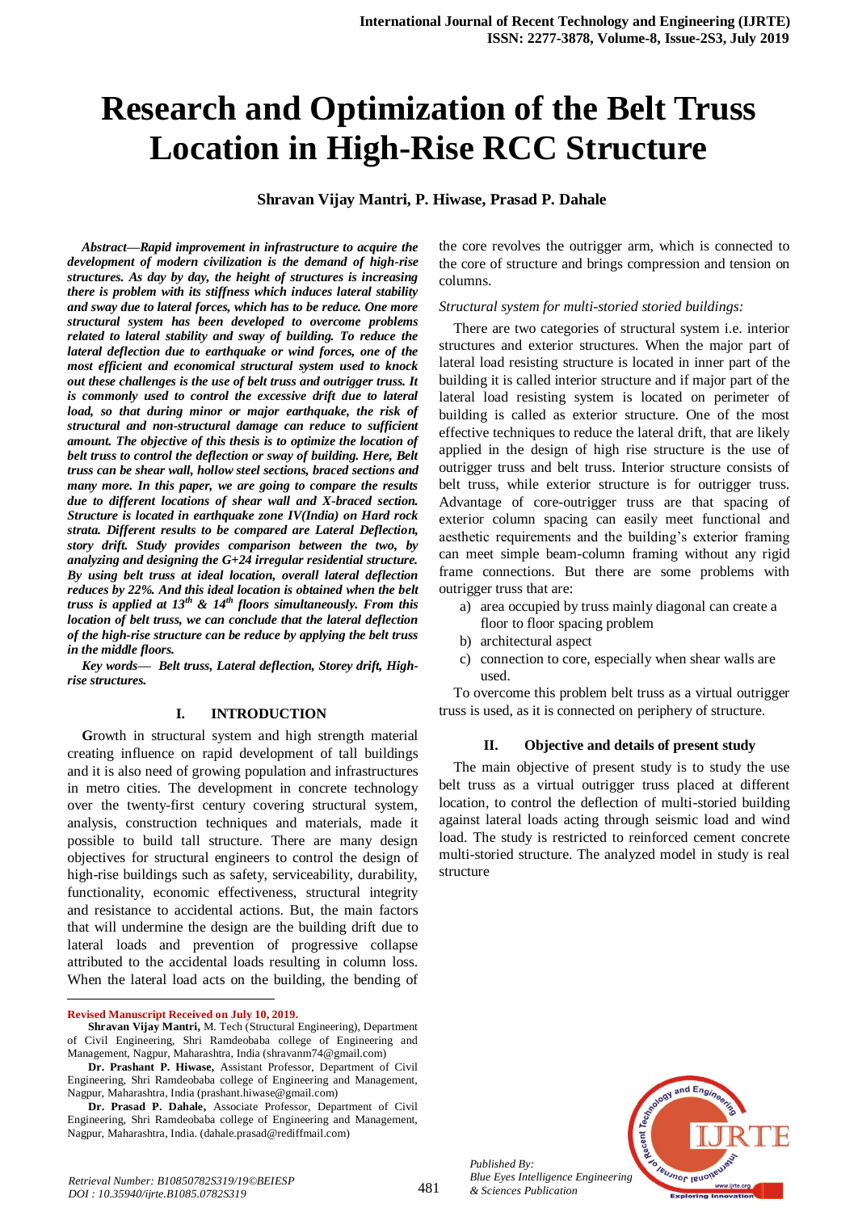# Research and Optimization of the Belt Truss Location in High-Rise RCC Structure

**Shravan Vijay Mantri, P. Hiwase, Prasad P. Dahale**

***Abstract—Rapid improvement in infrastructure to acquire the development of modern civilization is the demand of high-rise structures. As day by day, the height of structures is increasing there is problem with its stiffness which induces lateral stability and sway due to lateral forces, which has to be reduce. One more structural system has been developed to overcome problems related to lateral stability and sway of building. To reduce the lateral deflection due to earthquake or wind forces, one of the most efficient and economical structural system used to knock out these challenges is the use of belt truss and outrigger truss. It is commonly used to control the excessive drift due to lateral load, so that during minor or major earthquake, the risk of structural and non-structural damage can reduce to sufficient amount. The objective of this thesis is to optimize the location of belt truss to control the deflection or sway of building. Here, Belt truss can be shear wall, hollow steel sections, braced sections and many more. In this paper, we are going to compare the results due to different locations of shear wall and X-braced section. Structure is located in earthquake zone IV(India) on Hard rock strata. Different results to be compared are Lateral Deflection, story drift. Study provides comparison between the two, by analyzing and designing the G+24 irregular residential structure. By using belt truss at ideal location, overall lateral deflection reduces by 22%. And this ideal location is obtained when the belt truss is applied at 13th & 14th floors simultaneously. From this location of belt truss, we can conclude that the lateral deflection of the high-rise structure can be reduce by applying the belt truss in the middle floors.***

***Key words— Belt truss, Lateral deflection, Storey drift, High-rise structures.***

## I. INTRODUCTION

Growth in structural system and high strength material creating influence on rapid development of tall buildings and it is also need of growing population and infrastructures in metro cities. The development in concrete technology over the twenty-first century covering structural system, analysis, construction techniques and materials, made it possible to build tall structure. There are many design objectives for structural engineers to control the design of high-rise buildings such as safety, serviceability, durability, functionality, economic effectiveness, structural integrity and resistance to accidental actions. But, the main factors that will undermine the design are the building drift due to lateral loads and prevention of progressive collapse attributed to the accidental loads resulting in column loss. When the lateral load acts on the building, the bending of the core revolves the outrigger arm, which is connected to the core of structure and brings compression and tension on columns.

*Structural system for multi-storied storied buildings:*

There are two categories of structural system i.e. interior structures and exterior structures. When the major part of lateral load resisting structure is located in inner part of the building it is called interior structure and if major part of the lateral load resisting system is located on perimeter of building is called as exterior structure. One of the most effective techniques to reduce the lateral drift, that are likely applied in the design of high rise structure is the use of outrigger truss and belt truss. Interior structure consists of belt truss, while exterior structure is for outrigger truss. Advantage of core-outrigger truss are that spacing of exterior column spacing can easily meet functional and aesthetic requirements and the building's exterior framing can meet simple beam-column framing without any rigid frame connections. But there are some problems with outrigger truss that are:

a) area occupied by truss mainly diagonal can create a floor to floor spacing problem
b) architectural aspect
c) connection to core, especially when shear walls are used.

To overcome this problem belt truss as a virtual outrigger truss is used, as it is connected on periphery of structure.

## II. Objective and details of present study

The main objective of present study is to study the use belt truss as a virtual outrigger truss placed at different location, to control the deflection of multi-storied building against lateral loads acting through seismic load and wind load. The study is restricted to reinforced cement concrete multi-storied structure. The analyzed model in study is real structure

---

**Revised Manuscript Received on July 10, 2019.**

**Shravan Vijay Mantri,** M. Tech (Structural Engineering), Department of Civil Engineering, Shri Ramdeobaba college of Engineering and Management, Nagpur, Maharashtra, India (shravanm74@gmail.com)

**Dr. Prashant P. Hiwase,** Assistant Professor, Department of Civil Engineering, Shri Ramdeobaba college of Engineering and Management, Nagpur, Maharashtra, India (prashant.hiwase@gmail.com)

**Dr. Prasad P. Dahale,** Associate Professor, Department of Civil Engineering, Shri Ramdeobaba college of Engineering and Management, Nagpur, Maharashtra, India. (dahale.prasad@rediffmail.com)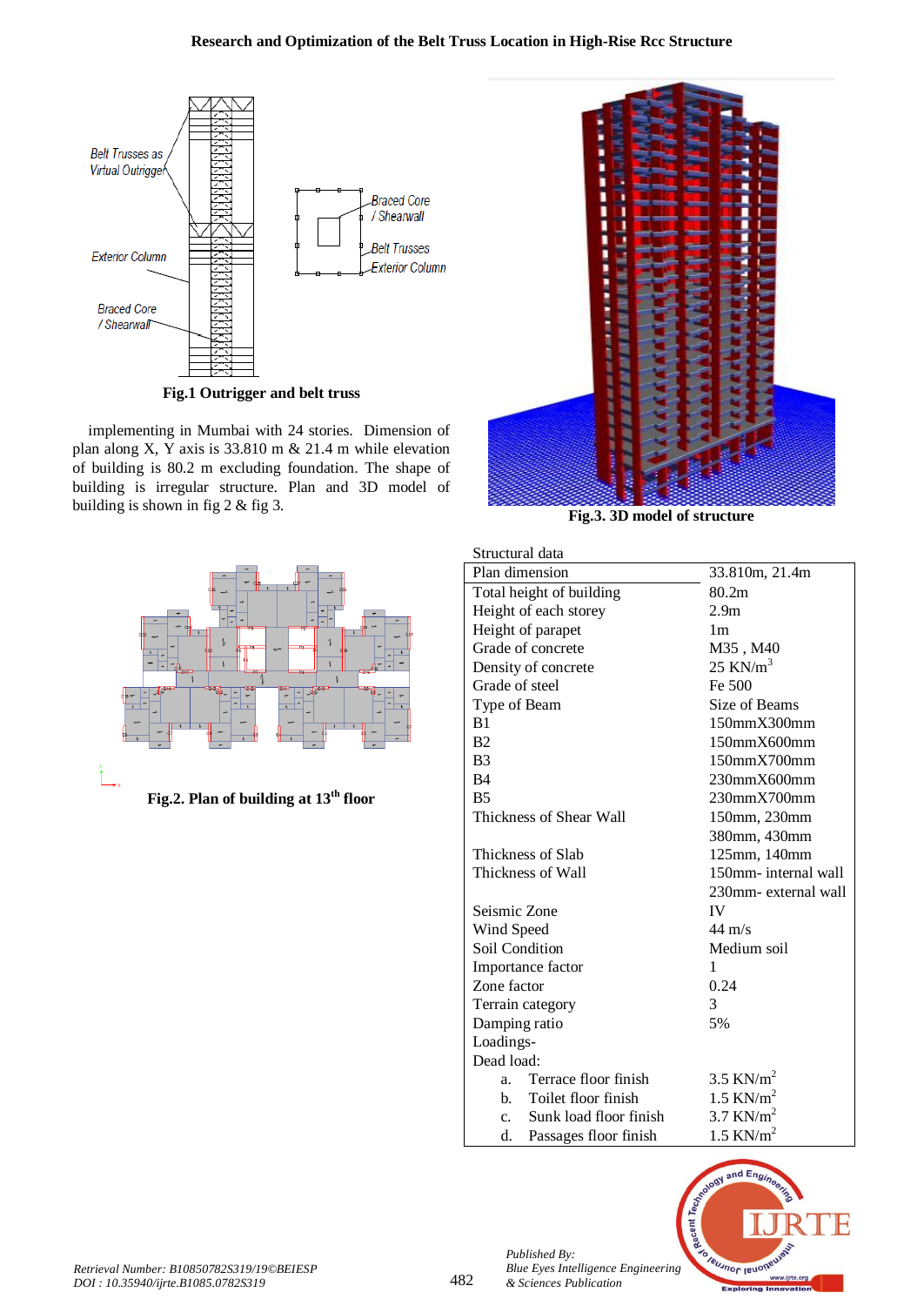Fig.1 Outrigger and belt truss

implementing in Mumbai with 24 stories. Dimension of plan along X, Y axis is 33.810 m & 21.4 m while elevation of building is 80.2 m excluding foundation. The shape of building is irregular structure. Plan and 3D model of building is shown in fig 2 & fig 3.

Fig.2. Plan of building at 13th floor

Fig.3. 3D model of structure

Structural data

| Plan dimension | 33.810m, 21.4m |
|---|---|
| Total height of building | 80.2m |
| Height of each storey | 2.9m |
| Height of parapet | 1m |
| Grade of concrete | M35 , M40 |
| Density of concrete | 25 KN/$m^3$ |
| Grade of steel | Fe 500 |
| Type of Beam | Size of Beams |
| B1 | 150mmX300mm |
| B2 | 150mmX600mm |
| B3 | 150mmX700mm |
| B4 | 230mmX600mm |
| B5 | 230mmX700mm |
| Thickness of Shear Wall | 150mm, 230mm<br>380mm, 430mm |
| Thickness of Slab | 125mm, 140mm |
| Thickness of Wall | 150mm- internal wall<br>230mm- external wall |
| Seismic Zone | IV |
| Wind Speed | 44 m/s |
| Soil Condition | Medium soil |
| Importance factor | 1 |
| Zone factor | 0.24 |
| Terrain category | 3 |
| Damping ratio | 5% |
| Loadings- | |
| Dead load: | |
| a. Terrace floor finish | 3.5 KN/$m^2$ |
| b. Toilet floor finish | 1.5 KN/$m^2$ |
| c. Sunk load floor finish | 3.7 KN/$m^2$ |
| d. Passages floor finish | 1.5 KN/$m^2$ |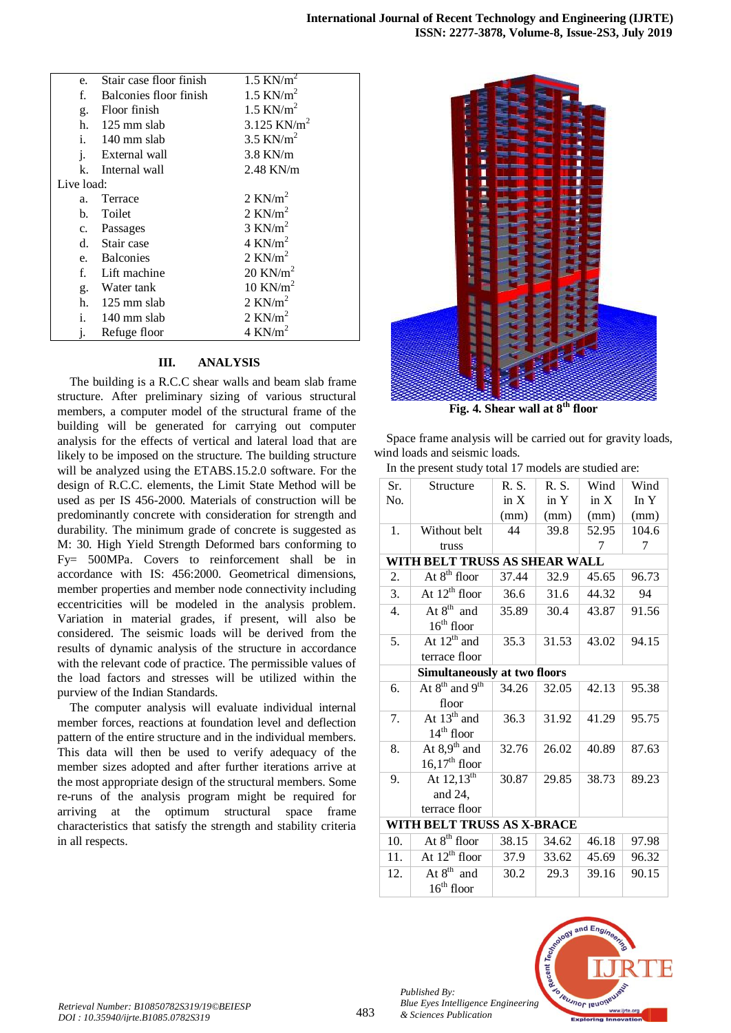| | | |
|---|---|---|
| e. | Stair case floor finish | 1.5 KN/m$^2$ |
| f. | Balconies floor finish | 1.5 KN/m$^2$ |
| g. | Floor finish | 1.5 KN/m$^2$ |
| h. | 125 mm slab | 3.125 KN/m$^2$ |
| i. | 140 mm slab | 3.5 KN/m$^2$ |
| j. | External wall | 3.8 KN/m |
| k. | Internal wall | 2.48 KN/m |
| Live load: | | |
| a. | Terrace | 2 KN/m$^2$ |
| b. | Toilet | 2 KN/m$^2$ |
| c. | Passages | 3 KN/m$^2$ |
| d. | Stair case | 4 KN/m$^2$ |
| e. | Balconies | 2 KN/m$^2$ |
| f. | Lift machine | 20 KN/m$^2$ |
| g. | Water tank | 10 KN/m$^2$ |
| h. | 125 mm slab | 2 KN/m$^2$ |
| i. | 140 mm slab | 2 KN/m$^2$ |
| j. | Refuge floor | 4 KN/m$^2$ |

## III. ANALYSIS

The building is a R.C.C shear walls and beam slab frame structure. After preliminary sizing of various structural members, a computer model of the structural frame of the building will be generated for carrying out computer analysis for the effects of vertical and lateral load that are likely to be imposed on the structure. The building structure will be analyzed using the ETABS.15.2.0 software. For the design of R.C.C. elements, the Limit State Method will be used as per IS 456-2000. Materials of construction will be predominantly concrete with consideration for strength and durability. The minimum grade of concrete is suggested as M: 30. High Yield Strength Deformed bars conforming to Fy= 500MPa. Covers to reinforcement shall be in accordance with IS: 456:2000. Geometrical dimensions, member properties and member node connectivity including eccentricities will be modeled in the analysis problem. Variation in material grades, if present, will also be considered. The seismic loads will be derived from the results of dynamic analysis of the structure in accordance with the relevant code of practice. The permissible values of the load factors and stresses will be utilized within the purview of the Indian Standards.

The computer analysis will evaluate individual internal member forces, reactions at foundation level and deflection pattern of the entire structure and in the individual members. This data will then be used to verify adequacy of the member sizes adopted and after further iterations arrive at the most appropriate design of the structural members. Some re-runs of the analysis program might be required for arriving at the optimum structural space frame characteristics that satisfy the strength and stability criteria in all respects.

**Fig. 4. Shear wall at 8$^{th}$ floor**

Space frame analysis will be carried out for gravity loads, wind loads and seismic loads.

In the present study total 17 models are studied are:

| Sr. No. | Structure | R. S. in X (mm) | R. S. in Y (mm) | Wind in X (mm) | Wind In Y (mm) |
|---|---|---|---|---|---|
| 1. | Without belt truss | 44 | 39.8 | 52.957 | 104.67 |
| **WITH BELT TRUSS AS SHEAR WALL** | | | | | |
| 2. | At 8$^{th}$ floor | 37.44 | 32.9 | 45.65 | 96.73 |
| 3. | At 12$^{th}$ floor | 36.6 | 31.6 | 44.32 | 94 |
| 4. | At 8$^{th}$ and 16$^{th}$ floor | 35.89 | 30.4 | 43.87 | 91.56 |
| 5. | At 12$^{th}$ and terrace floor | 35.3 | 31.53 | 43.02 | 94.15 |
| **Simultaneously at two floors** | | | | | |
| 6. | At 8$^{th}$ and 9$^{th}$ floor | 34.26 | 32.05 | 42.13 | 95.38 |
| 7. | At 13$^{th}$ and 14$^{th}$ floor | 36.3 | 31.92 | 41.29 | 95.75 |
| 8. | At 8,9$^{th}$ and 16,17$^{th}$ floor | 32.76 | 26.02 | 40.89 | 87.63 |
| 9. | At 12,13$^{th}$ and 24, terrace floor | 30.87 | 29.85 | 38.73 | 89.23 |
| **WITH BELT TRUSS AS X-BRACE** | | | | | |
| 10. | At 8$^{th}$ floor | 38.15 | 34.62 | 46.18 | 97.98 |
| 11. | At 12$^{th}$ floor | 37.9 | 33.62 | 45.69 | 96.32 |
| 12. | At 8$^{th}$ and 16$^{th}$ floor | 30.2 | 29.3 | 39.16 | 90.15 |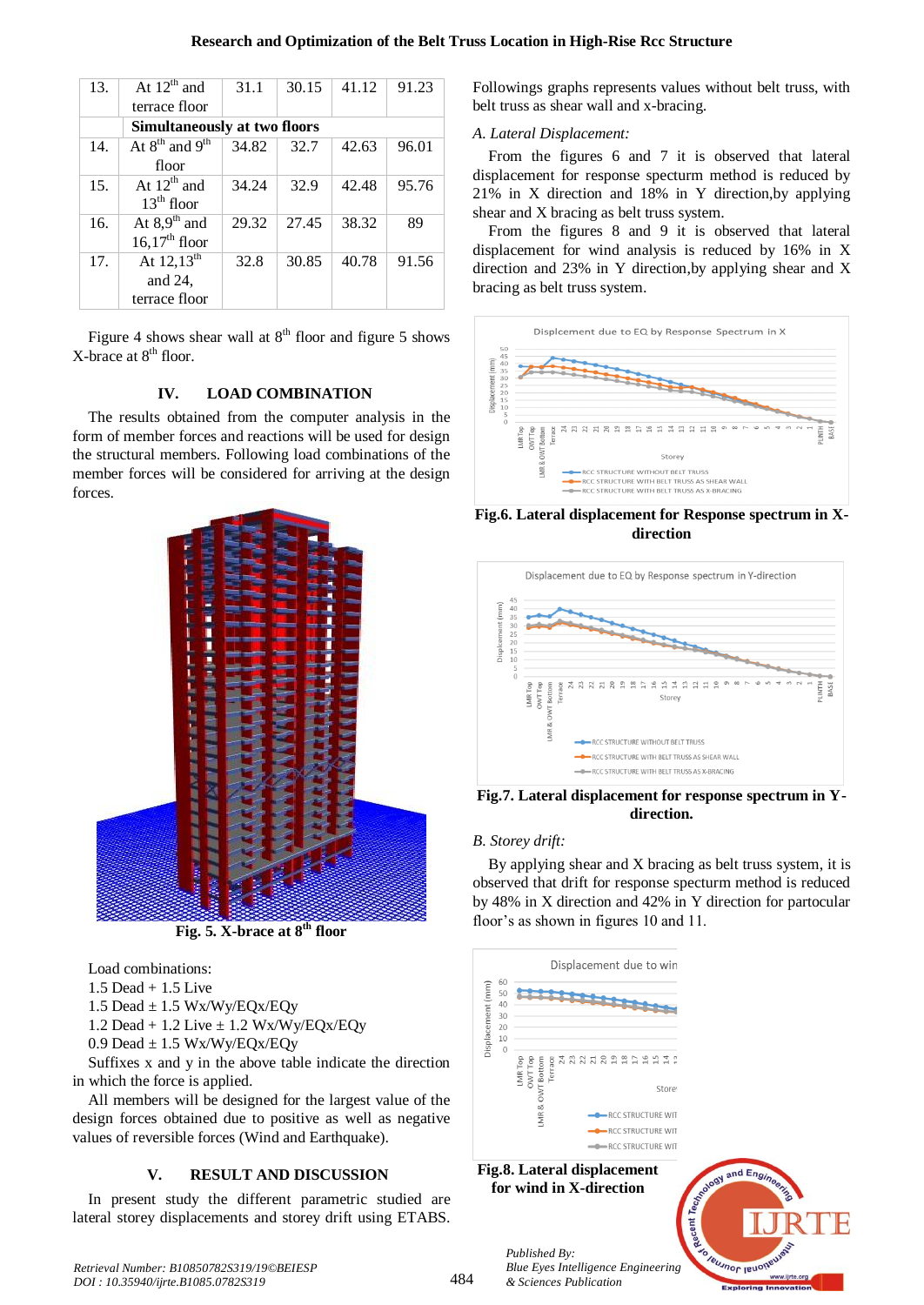| 13. | At 12th and terrace floor | 31.1 | 30.15 | 41.12 | 91.23 |
|---|---|---|---|---|---|
| | **Simultaneously at two floors** | | | | |
| 14. | At 8th and 9th floor | 34.82 | 32.7 | 42.63 | 96.01 |
| 15. | At 12th and 13th floor | 34.24 | 32.9 | 42.48 | 95.76 |
| 16. | At 8,9th and 16,17th floor | 29.32 | 27.45 | 38.32 | 89 |
| 17. | At 12,13th and 24, terrace floor | 32.8 | 30.85 | 40.78 | 91.56 |

Figure 4 shows shear wall at 8th floor and figure 5 shows X-brace at 8th floor.

## IV. LOAD COMBINATION

The results obtained from the computer analysis in the form of member forces and reactions will be used for design the structural members. Following load combinations of the member forces will be considered for arriving at the design forces.

**Fig. 5. X-brace at 8th floor**

Load combinations:

1.5 Dead + 1.5 Live

1.5 Dead ± 1.5 Wx/Wy/EQx/EQy

1.2 Dead + 1.2 Live ± 1.2 Wx/Wy/EQx/EQy

0.9 Dead ± 1.5 Wx/Wy/EQx/EQy

Suffixes x and y in the above table indicate the direction in which the force is applied.

All members will be designed for the largest value of the design forces obtained due to positive as well as negative values of reversible forces (Wind and Earthquake).

## V. RESULT AND DISCUSSION

In present study the different parametric studied are lateral storey displacements and storey drift using ETABS.

Followings graphs represents values without belt truss, with belt truss as shear wall and x-bracing.

### *A. Lateral Displacement:*

From the figures 6 and 7 it is observed that lateral displacement for response spectrum method is reduced by 21% in X direction and 18% in Y direction,by applying shear and X bracing as belt truss system.

From the figures 8 and 9 it is observed that lateral displacement for wind analysis is reduced by 16% in X direction and 23% in Y direction,by applying shear and X bracing as belt truss system.

**Fig.6. Lateral displacement for Response spectrum in X-direction**

**Fig.7. Lateral displacement for response spectrum in Y-direction.**

### *B. Storey drift:*

By applying shear and X bracing as belt truss system, it is observed that drift for response spectrum method is reduced by 48% in X direction and 42% in Y direction for partocular floor's as shown in figures 10 and 11.

**Fig.8. Lateral displacement for wind in X-direction**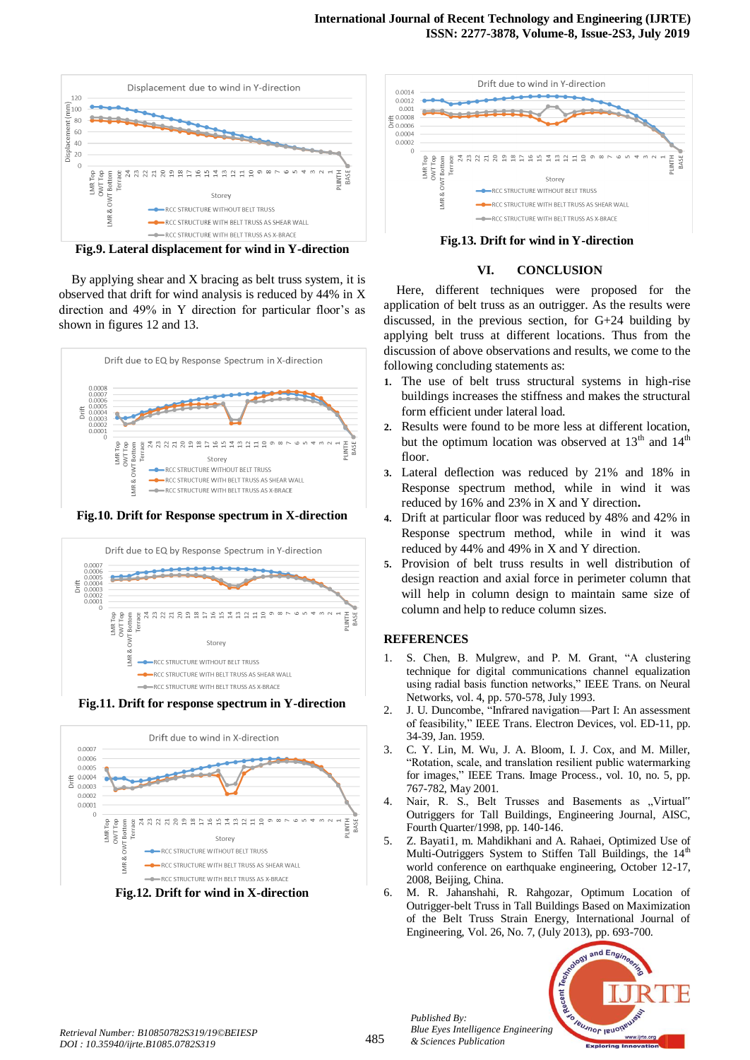Fig.9. Lateral displacement for wind in Y-direction

By applying shear and X bracing as belt truss system, it is observed that drift for wind analysis is reduced by 44% in X direction and 49% in Y direction for particular floor's as shown in figures 12 and 13.

Fig.10. Drift for Response spectrum in X-direction

Fig.11. Drift for response spectrum in Y-direction

Fig.12. Drift for wind in X-direction

Fig.13. Drift for wind in Y-direction

## VI. CONCLUSION

Here, different techniques were proposed for the application of belt truss as an outrigger. As the results were discussed, in the previous section, for G+24 building by applying belt truss at different locations. Thus from the discussion of above observations and results, we come to the following concluding statements as:

1. The use of belt truss structural systems in high-rise buildings increases the stiffness and makes the structural form efficient under lateral load.
2. Results were found to be more less at different location, but the optimum location was observed at 13th and 14th floor.
3. Lateral deflection was reduced by 21% and 18% in Response spectrum method, while in wind it was reduced by 16% and 23% in X and Y direction**.**
4. Drift at particular floor was reduced by 48% and 42% in Response spectrum method, while in wind it was reduced by 44% and 49% in X and Y direction.
5. Provision of belt truss results in well distribution of design reaction and axial force in perimeter column that will help in column design to maintain same size of column and help to reduce column sizes.

## REFERENCES

1. S. Chen, B. Mulgrew, and P. M. Grant, "A clustering technique for digital communications channel equalization using radial basis function networks," IEEE Trans. on Neural Networks, vol. 4, pp. 570-578, July 1993.
2. J. U. Duncombe, "Infrared navigation—Part I: An assessment of feasibility," IEEE Trans. Electron Devices, vol. ED-11, pp. 34-39, Jan. 1959.
3. C. Y. Lin, M. Wu, J. A. Bloom, I. J. Cox, and M. Miller, "Rotation, scale, and translation resilient public watermarking for images," IEEE Trans. Image Process., vol. 10, no. 5, pp. 767-782, May 2001.
4. Nair, R. S., Belt Trusses and Basements as „Virtual" Outriggers for Tall Buildings, Engineering Journal, AISC, Fourth Quarter/1998, pp. 140-146.
5. Z. Bayati1, m. Mahdikhani and A. Rahaei, Optimized Use of Multi-Outriggers System to Stiffen Tall Buildings, the 14th world conference on earthquake engineering, October 12-17, 2008, Beijing, China.
6. M. R. Jahanshahi, R. Rahgozar, Optimum Location of Outrigger-belt Truss in Tall Buildings Based on Maximization of the Belt Truss Strain Energy, International Journal of Engineering, Vol. 26, No. 7, (July 2013), pp. 693-700.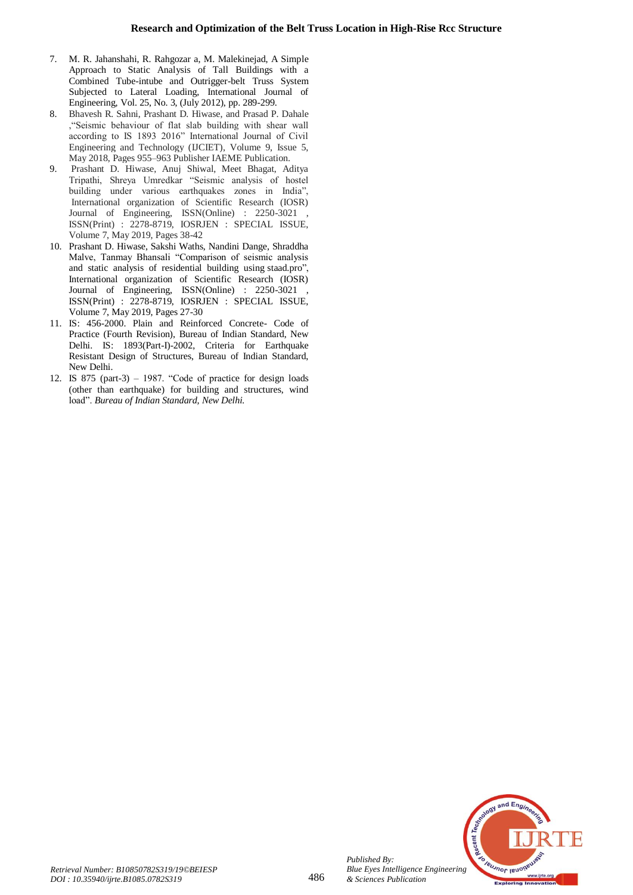7. M. R. Jahanshahi, R. Rahgozar a, M. Malekinejad, A Simple Approach to Static Analysis of Tall Buildings with a Combined Tube-intube and Outrigger-belt Truss System Subjected to Lateral Loading, International Journal of Engineering, Vol. 25, No. 3, (July 2012), pp. 289-299.
8. Bhavesh R. Sahni, Prashant D. Hiwase, and Prasad P. Dahale ,"Seismic behaviour of flat slab building with shear wall according to IS 1893 2016" International Journal of Civil Engineering and Technology (IJCIET), Volume 9, Issue 5, May 2018, Pages 955–963 Publisher IAEME Publication.
9. Prashant D. Hiwase, Anuj Shiwal, Meet Bhagat, Aditya Tripathi, Shreya Umredkar "Seismic analysis of hostel building under various earthquakes zones in India", International organization of Scientific Research (IOSR) Journal of Engineering, ISSN(Online) : 2250-3021 , ISSN(Print) : 2278-8719, IOSRJEN : SPECIAL ISSUE, Volume 7, May 2019, Pages 38-42
10. Prashant D. Hiwase, Sakshi Waths, Nandini Dange, Shraddha Malve, Tanmay Bhansali "Comparison of seismic analysis and static analysis of residential building using staad.pro", International organization of Scientific Research (IOSR) Journal of Engineering, ISSN(Online) : 2250-3021 , ISSN(Print) : 2278-8719, IOSRJEN : SPECIAL ISSUE, Volume 7, May 2019, Pages 27-30
11. IS: 456-2000. Plain and Reinforced Concrete- Code of Practice (Fourth Revision), Bureau of Indian Standard, New Delhi. IS: 1893(Part-I)-2002, Criteria for Earthquake Resistant Design of Structures, Bureau of Indian Standard, New Delhi.
12. IS 875 (part-3) – 1987. "Code of practice for design loads (other than earthquake) for building and structures, wind load". *Bureau of Indian Standard, New Delhi.*